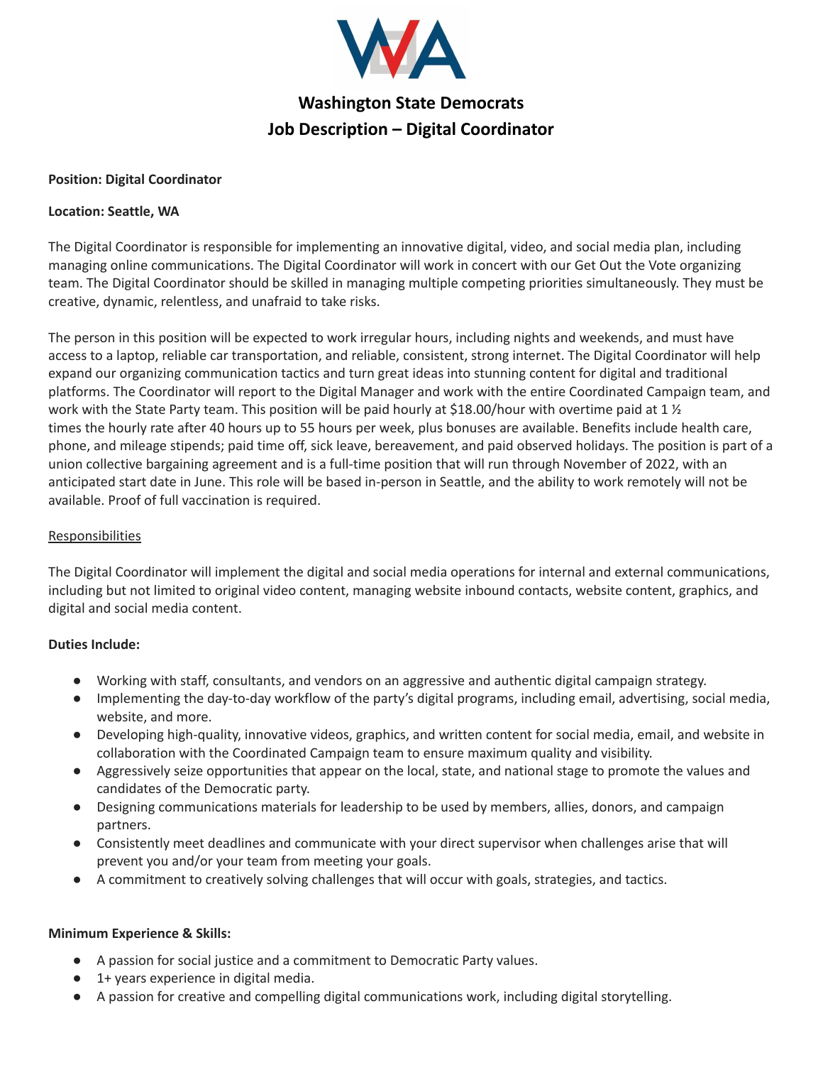# Washington State Democrats
## Job Description – Digital Coordinator

**Position: Digital Coordinator**

**Location: Seattle, WA**

The Digital Coordinator is responsible for implementing an innovative digital, video, and social media plan, including managing online communications. The Digital Coordinator will work in concert with our Get Out the Vote organizing team. The Digital Coordinator should be skilled in managing multiple competing priorities simultaneously. They must be creative, dynamic, relentless, and unafraid to take risks.

The person in this position will be expected to work irregular hours, including nights and weekends, and must have access to a laptop, reliable car transportation, and reliable, consistent, strong internet. The Digital Coordinator will help expand our organizing communication tactics and turn great ideas into stunning content for digital and traditional platforms. The Coordinator will report to the Digital Manager and work with the entire Coordinated Campaign team, and work with the State Party team. This position will be paid hourly at $18.00/hour with overtime paid at 1 ½ times the hourly rate after 40 hours up to 55 hours per week, plus bonuses are available. Benefits include health care, phone, and mileage stipends; paid time off, sick leave, bereavement, and paid observed holidays. The position is part of a union collective bargaining agreement and is a full-time position that will run through November of 2022, with an anticipated start date in June. This role will be based in-person in Seattle, and the ability to work remotely will not be available. Proof of full vaccination is required.

<u>Responsibilities</u>

The Digital Coordinator will implement the digital and social media operations for internal and external communications, including but not limited to original video content, managing website inbound contacts, website content, graphics, and digital and social media content.

**Duties Include:**

- Working with staff, consultants, and vendors on an aggressive and authentic digital campaign strategy.
- Implementing the day-to-day workflow of the party's digital programs, including email, advertising, social media, website, and more.
- Developing high-quality, innovative videos, graphics, and written content for social media, email, and website in collaboration with the Coordinated Campaign team to ensure maximum quality and visibility.
- Aggressively seize opportunities that appear on the local, state, and national stage to promote the values and candidates of the Democratic party.
- Designing communications materials for leadership to be used by members, allies, donors, and campaign partners.
- Consistently meet deadlines and communicate with your direct supervisor when challenges arise that will prevent you and/or your team from meeting your goals.
- A commitment to creatively solving challenges that will occur with goals, strategies, and tactics.

**Minimum Experience & Skills:**

- A passion for social justice and a commitment to Democratic Party values.
- 1+ years experience in digital media.
- A passion for creative and compelling digital communications work, including digital storytelling.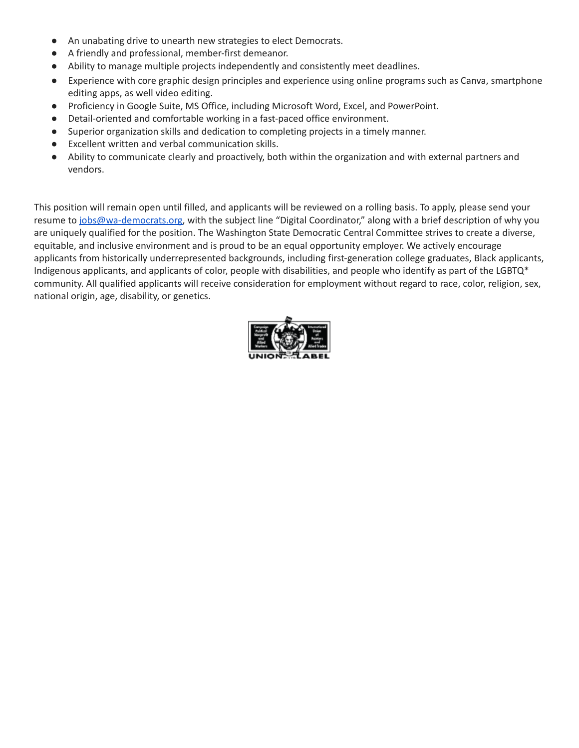- An unabating drive to unearth new strategies to elect Democrats.
- A friendly and professional, member-first demeanor.
- Ability to manage multiple projects independently and consistently meet deadlines.
- Experience with core graphic design principles and experience using online programs such as Canva, smartphone editing apps, as well video editing.
- Proficiency in Google Suite, MS Office, including Microsoft Word, Excel, and PowerPoint.
- Detail-oriented and comfortable working in a fast-paced office environment.
- Superior organization skills and dedication to completing projects in a timely manner.
- Excellent written and verbal communication skills.
- Ability to communicate clearly and proactively, both within the organization and with external partners and vendors.

This position will remain open until filled, and applicants will be reviewed on a rolling basis. To apply, please send your resume to [jobs@wa-democrats.org](mailto:jobs@wa-democrats.org), with the subject line "Digital Coordinator," along with a brief description of why you are uniquely qualified for the position. The Washington State Democratic Central Committee strives to create a diverse, equitable, and inclusive environment and is proud to be an equal opportunity employer. We actively encourage applicants from historically underrepresented backgrounds, including first-generation college graduates, Black applicants, Indigenous applicants, and applicants of color, people with disabilities, and people who identify as part of the LGBTQ* community. All qualified applicants will receive consideration for employment without regard to race, color, religion, sex, national origin, age, disability, or genetics.